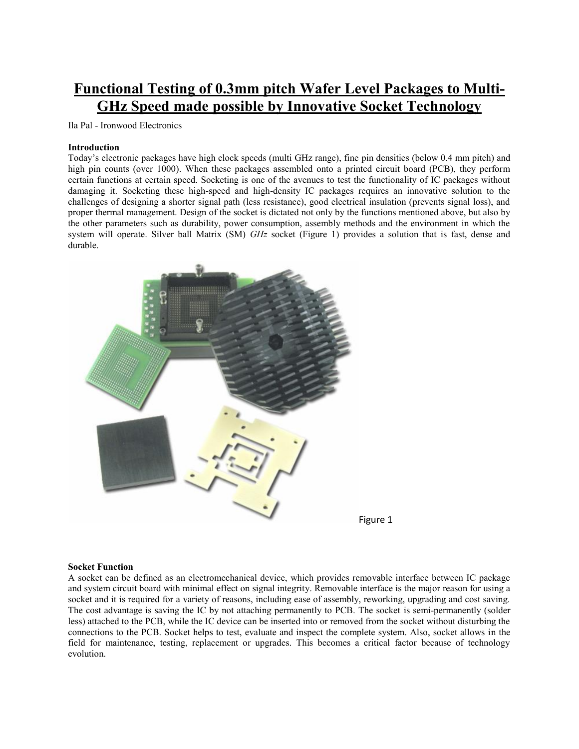# Functional Testing of 0.3mm pitch Wafer Level Packages to Multi-GHz Speed made possible by Innovative Socket Technology

Ila Pal - Ironwood Electronics

**Introduction**

Today's electronic packages have high clock speeds (multi GHz range), fine pin densities (below 0.4 mm pitch) and high pin counts (over 1000). When these packages assembled onto a printed circuit board (PCB), they perform certain functions at certain speed. Socketing is one of the avenues to test the functionality of IC packages without damaging it. Socketing these high-speed and high-density IC packages requires an innovative solution to the challenges of designing a shorter signal path (less resistance), good electrical insulation (prevents signal loss), and proper thermal management. Design of the socket is dictated not only by the functions mentioned above, but also by the other parameters such as durability, power consumption, assembly methods and the environment in which the system will operate. Silver ball Matrix (SM) *GHz* socket (Figure 1) provides a solution that is fast, dense and durable.

Figure 1

**Socket Function**

A socket can be defined as an electromechanical device, which provides removable interface between IC package and system circuit board with minimal effect on signal integrity. Removable interface is the major reason for using a socket and it is required for a variety of reasons, including ease of assembly, reworking, upgrading and cost saving. The cost advantage is saving the IC by not attaching permanently to PCB. The socket is semi-permanently (solder less) attached to the PCB, while the IC device can be inserted into or removed from the socket without disturbing the connections to the PCB. Socket helps to test, evaluate and inspect the complete system. Also, socket allows in the field for maintenance, testing, replacement or upgrades. This becomes a critical factor because of technology evolution.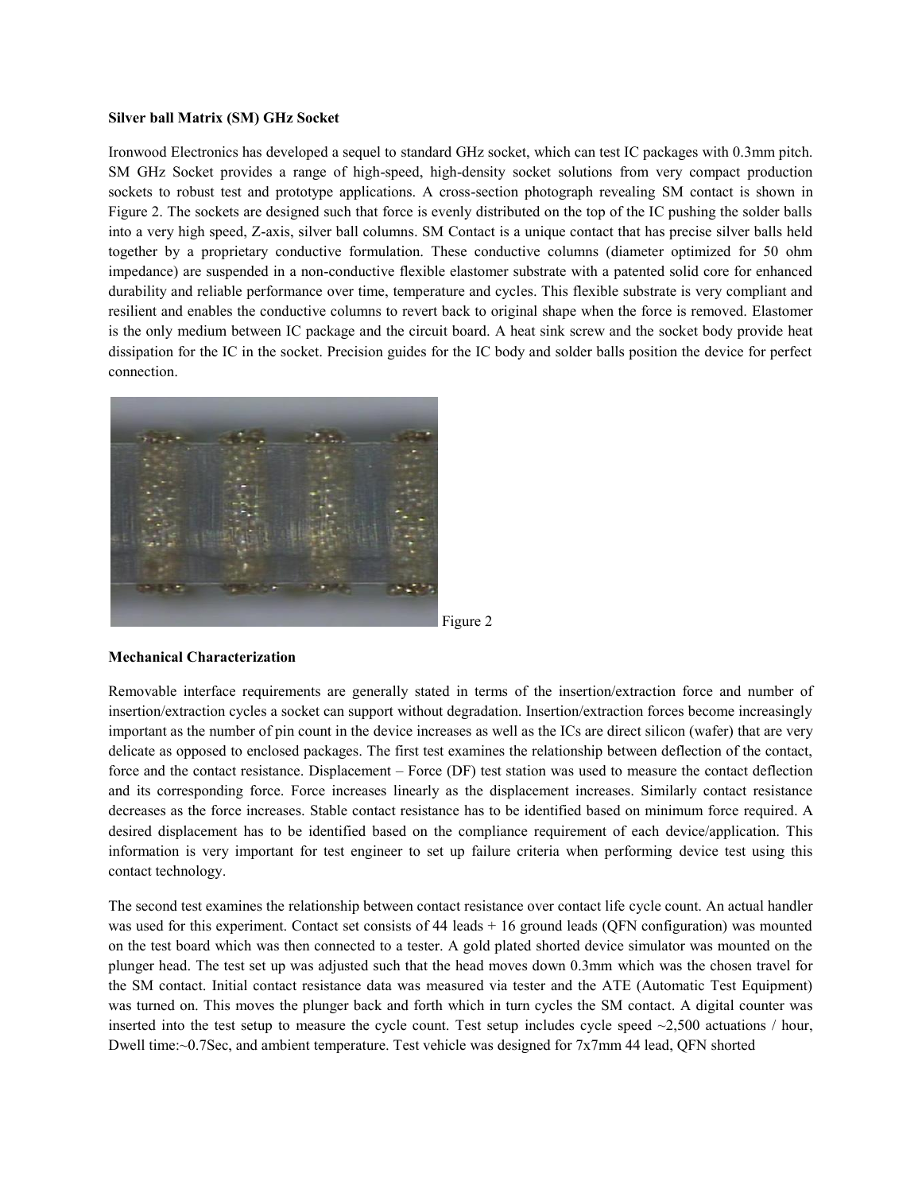**Silver ball Matrix (SM) GHz Socket**

Ironwood Electronics has developed a sequel to standard GHz socket, which can test IC packages with 0.3mm pitch. SM GHz Socket provides a range of high-speed, high-density socket solutions from very compact production sockets to robust test and prototype applications. A cross-section photograph revealing SM contact is shown in Figure 2. The sockets are designed such that force is evenly distributed on the top of the IC pushing the solder balls into a very high speed, Z-axis, silver ball columns. SM Contact is a unique contact that has precise silver balls held together by a proprietary conductive formulation. These conductive columns (diameter optimized for 50 ohm impedance) are suspended in a non-conductive flexible elastomer substrate with a patented solid core for enhanced durability and reliable performance over time, temperature and cycles. This flexible substrate is very compliant and resilient and enables the conductive columns to revert back to original shape when the force is removed. Elastomer is the only medium between IC package and the circuit board. A heat sink screw and the socket body provide heat dissipation for the IC in the socket. Precision guides for the IC body and solder balls position the device for perfect connection.

Figure 2

**Mechanical Characterization**

Removable interface requirements are generally stated in terms of the insertion/extraction force and number of insertion/extraction cycles a socket can support without degradation. Insertion/extraction forces become increasingly important as the number of pin count in the device increases as well as the ICs are direct silicon (wafer) that are very delicate as opposed to enclosed packages. The first test examines the relationship between deflection of the contact, force and the contact resistance. Displacement – Force (DF) test station was used to measure the contact deflection and its corresponding force. Force increases linearly as the displacement increases. Similarly contact resistance decreases as the force increases. Stable contact resistance has to be identified based on minimum force required. A desired displacement has to be identified based on the compliance requirement of each device/application. This information is very important for test engineer to set up failure criteria when performing device test using this contact technology.

The second test examines the relationship between contact resistance over contact life cycle count. An actual handler was used for this experiment. Contact set consists of 44 leads + 16 ground leads (QFN configuration) was mounted on the test board which was then connected to a tester. A gold plated shorted device simulator was mounted on the plunger head. The test set up was adjusted such that the head moves down 0.3mm which was the chosen travel for the SM contact. Initial contact resistance data was measured via tester and the ATE (Automatic Test Equipment) was turned on. This moves the plunger back and forth which in turn cycles the SM contact. A digital counter was inserted into the test setup to measure the cycle count. Test setup includes cycle speed ~2,500 actuations / hour, Dwell time:~0.7Sec, and ambient temperature. Test vehicle was designed for 7x7mm 44 lead, QFN shorted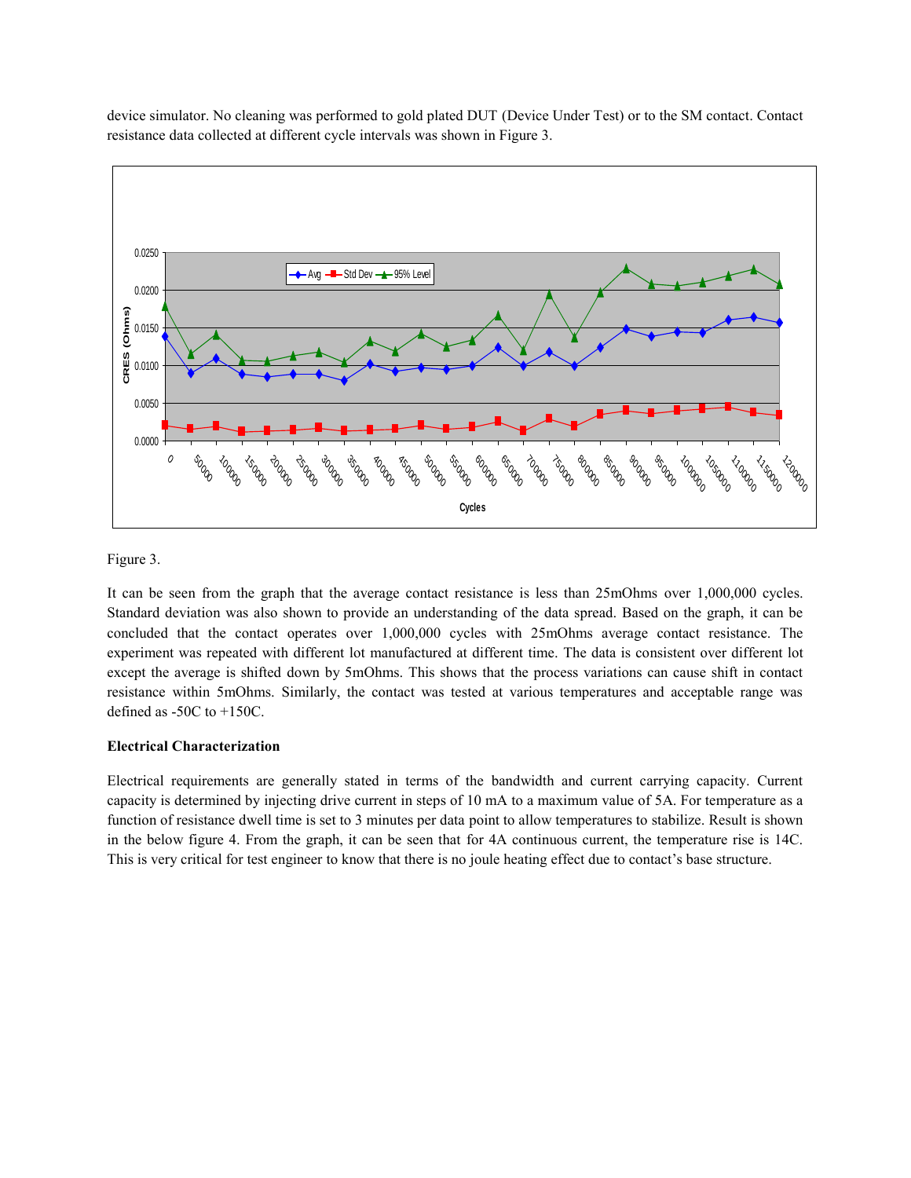device simulator. No cleaning was performed to gold plated DUT (Device Under Test) or to the SM contact. Contact resistance data collected at different cycle intervals was shown in Figure 3.

Figure 3.

It can be seen from the graph that the average contact resistance is less than 25mOhms over 1,000,000 cycles. Standard deviation was also shown to provide an understanding of the data spread. Based on the graph, it can be concluded that the contact operates over 1,000,000 cycles with 25mOhms average contact resistance. The experiment was repeated with different lot manufactured at different time. The data is consistent over different lot except the average is shifted down by 5mOhms. This shows that the process variations can cause shift in contact resistance within 5mOhms. Similarly, the contact was tested at various temperatures and acceptable range was defined as -50C to +150C.

**Electrical Characterization**

Electrical requirements are generally stated in terms of the bandwidth and current carrying capacity. Current capacity is determined by injecting drive current in steps of 10 mA to a maximum value of 5A. For temperature as a function of resistance dwell time is set to 3 minutes per data point to allow temperatures to stabilize. Result is shown in the below figure 4. From the graph, it can be seen that for 4A continuous current, the temperature rise is 14C. This is very critical for test engineer to know that there is no joule heating effect due to contact's base structure.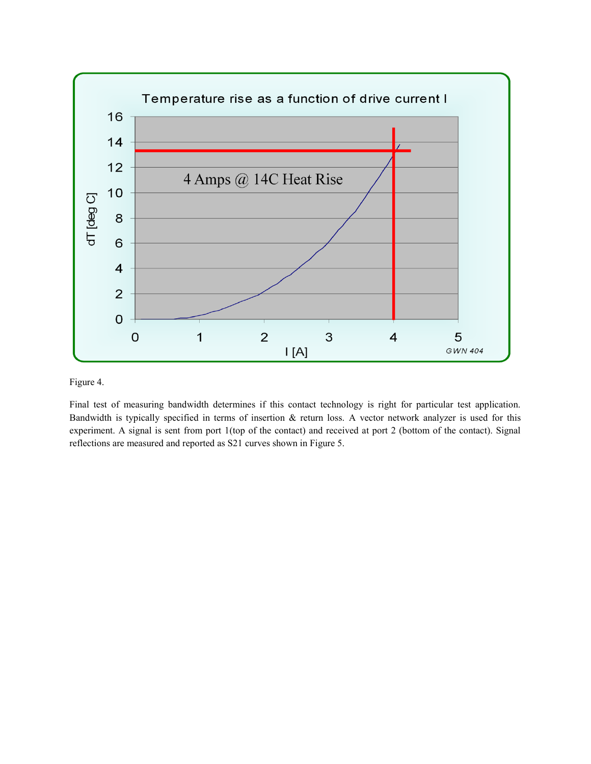Figure 4.

Final test of measuring bandwidth determines if this contact technology is right for particular test application. Bandwidth is typically specified in terms of insertion & return loss. A vector network analyzer is used for this experiment. A signal is sent from port 1(top of the contact) and received at port 2 (bottom of the contact). Signal reflections are measured and reported as S21 curves shown in Figure 5.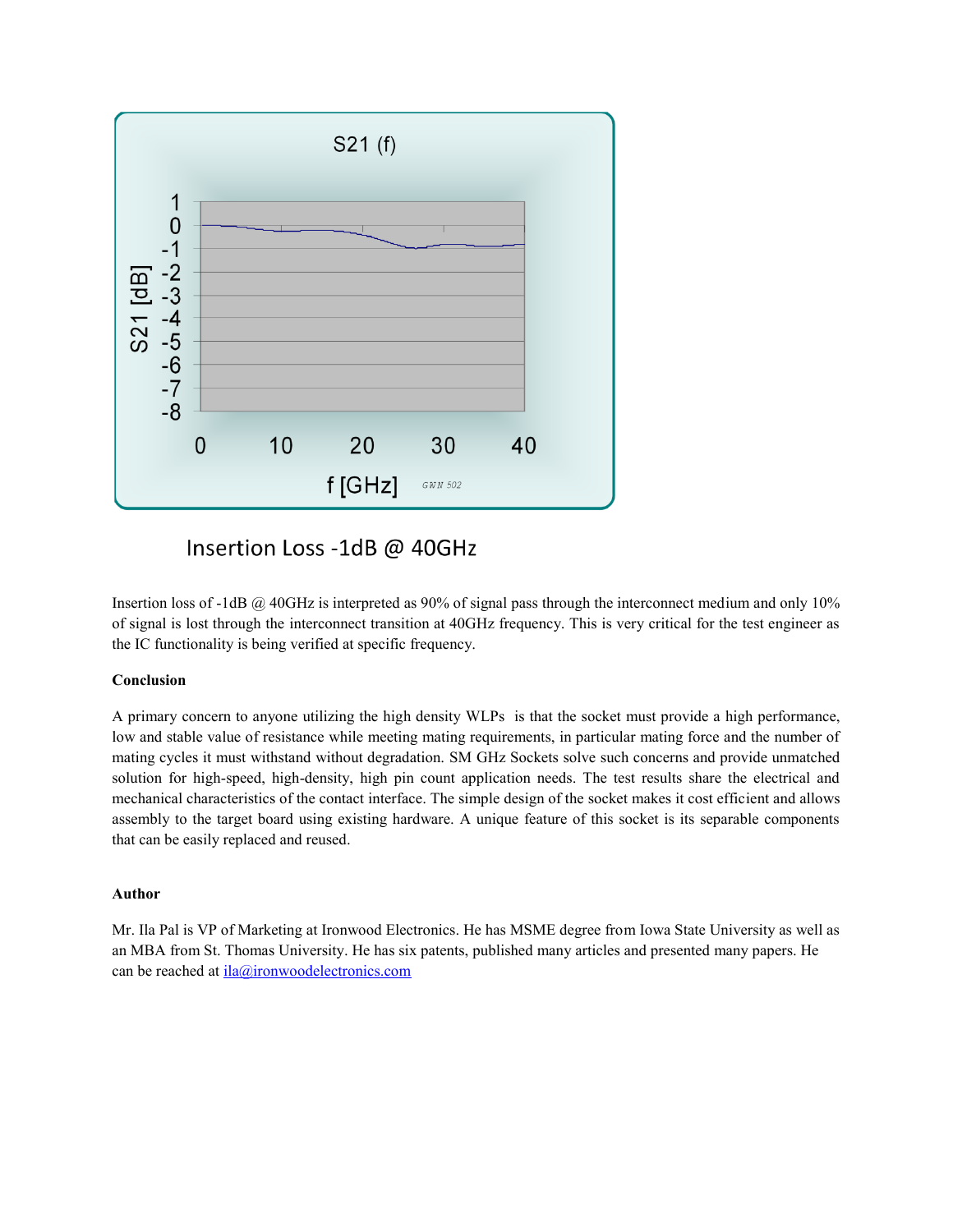S21 (f)

S21 [dB]

1
0
-1
-2
-3
-4
-5
-6
-7
-8

0 10 20 30 40

f [GHz]

GWN 502

Insertion Loss -1dB @ 40GHz

Insertion loss of -1dB @ 40GHz is interpreted as 90% of signal pass through the interconnect medium and only 10% of signal is lost through the interconnect transition at 40GHz frequency. This is very critical for the test engineer as the IC functionality is being verified at specific frequency.

**Conclusion**

A primary concern to anyone utilizing the high density WLPs is that the socket must provide a high performance, low and stable value of resistance while meeting mating requirements, in particular mating force and the number of mating cycles it must withstand without degradation. SM GHz Sockets solve such concerns and provide unmatched solution for high-speed, high-density, high pin count application needs. The test results share the electrical and mechanical characteristics of the contact interface. The simple design of the socket makes it cost efficient and allows assembly to the target board using existing hardware. A unique feature of this socket is its separable components that can be easily replaced and reused.

**Author**

Mr. Ila Pal is VP of Marketing at Ironwood Electronics. He has MSME degree from Iowa State University as well as an MBA from St. Thomas University. He has six patents, published many articles and presented many papers. He can be reached at [ila@ironwoodelectronics.com](mailto:ila@ironwoodelectronics.com)